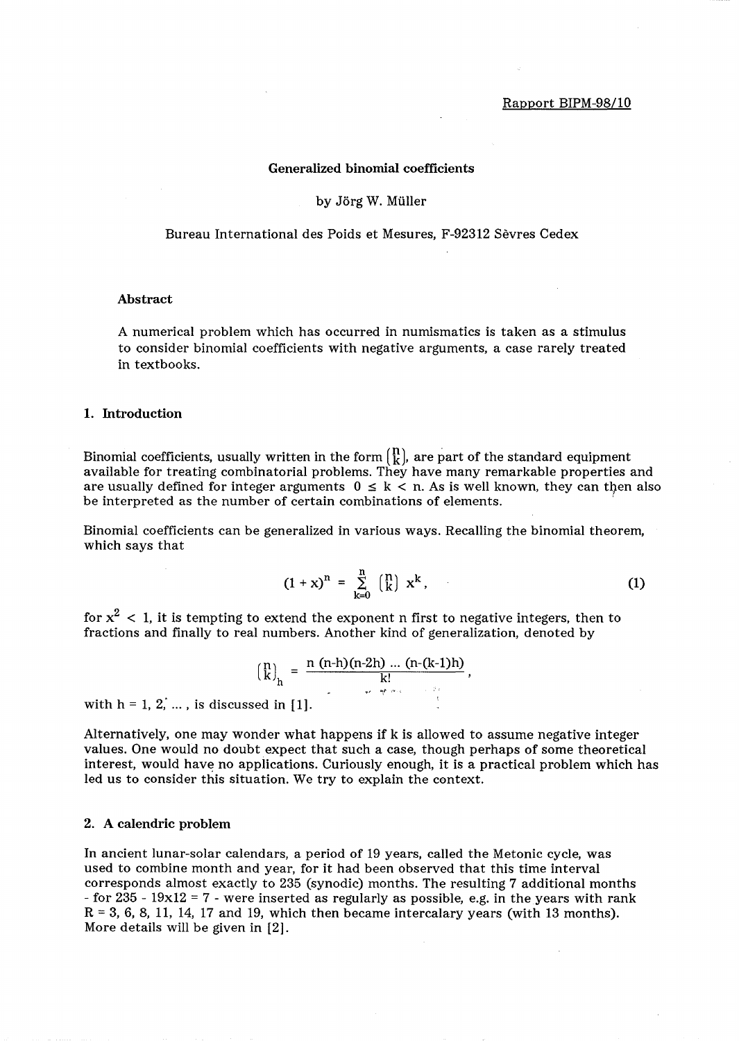Rapport BIPM-98/10

# Generalized binomial coefficients

by Jörg W. Müller

Bureau International des Poids et Mesures, F-92312 Sèvres Cedex

### Abstract

A numerical problem which has occurred in numismatics is taken as a stimulus to consider binomial coefficients with negative arguments, a case rarely treated in textbooks.

## 1. Introduction

Binomial coefficients, usually written in the form $\binom{n}{k}$, are part of the standard equipment available for treating combinatorial problems. They have many remarkable properties and are usually defined for integer arguments $0 \leq k < n$. As is well known, they can then also be interpreted as the number of certain combinations of elements.

Binomial coefficients can be generalized in various ways. Recalling the binomial theorem, which says that

$$(1 + x)^n = \sum_{k=0}^{n} \binom{n}{k} x^k, \tag{1}$$

for $x^2 < 1$, it is tempting to extend the exponent n first to negative integers, then to fractions and finally to real numbers. Another kind of generalization, denoted by

$$\binom{n}{k}_h = \frac{n\,(n-h)(n-2h)\,...\,(n-(k-1)h)}{k!},$$

with $h = 1, 2, ...$, is discussed in [1].

Alternatively, one may wonder what happens if k is allowed to assume negative integer values. One would no doubt expect that such a case, though perhaps of some theoretical interest, would have no applications. Curiously enough, it is a practical problem which has led us to consider this situation. We try to explain the context.

## 2. A calendric problem

In ancient lunar-solar calendars, a period of 19 years, called the Metonic cycle, was used to combine month and year, for it had been observed that this time interval corresponds almost exactly to 235 (synodic) months. The resulting 7 additional months - for $235 - 19 \times 12 = 7$ - were inserted as regularly as possible, e.g. in the years with rank R = 3, 6, 8, 11, 14, 17 and 19, which then became intercalary years (with 13 months). More details will be given in [2].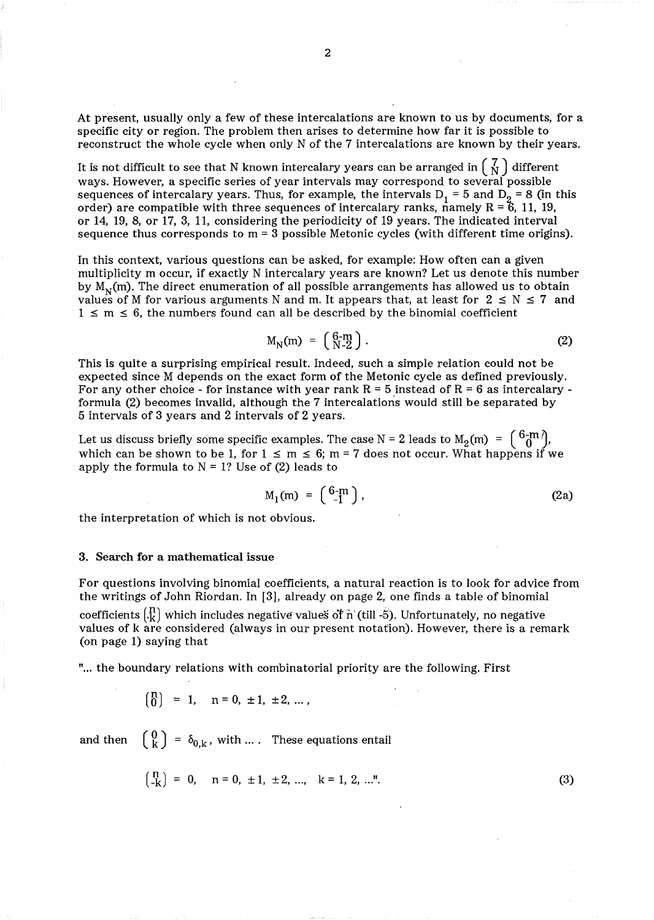At present, usually only a few of these intercalations are known to us by documents, for a specific city or region. The problem then arises to determine how far it is possible to reconstruct the whole cycle when only N of the 7 intercalations are known by their years.

It is not difficult to see that N known intercalary years can be arranged in $\binom{7}{N}$ different ways. However, a specific series of year intervals may correspond to several possible sequences of intercalary years. Thus, for example, the intervals $D_1 = 5$ and $D_2 = 8$ (in this order) are compatible with three sequences of intercalary ranks, namely R = 6, 11, 19, or 14, 19, 8, or 17, 3, 11, considering the periodicity of 19 years. The indicated interval sequence thus corresponds to m = 3 possible Metonic cycles (with different time origins).

In this context, various questions can be asked, for example: How often can a given multiplicity m occur, if exactly N intercalary years are known? Let us denote this number by $M_N(m)$. The direct enumeration of all possible arrangements has allowed us to obtain values of M for various arguments N and m. It appears that, at least for $2 \leq N \leq 7$ and $1 \leq m \leq 6$, the numbers found can all be described by the binomial coefficient

$$M_N(m) = \binom{6-m}{N-2}. \tag{2}$$

This is quite a surprising empirical result. Indeed, such a simple relation could not be expected since M depends on the exact form of the Metonic cycle as defined previously. For any other choice - for instance with year rank R = 5 instead of R = 6 as intercalary - formula (2) becomes invalid, although the 7 intercalations would still be separated by 5 intervals of 3 years and 2 intervals of 2 years.

Let us discuss briefly some specific examples. The case N = 2 leads to $M_2(m) = \binom{6-m}{0}$, which can be shown to be 1, for $1 \leq m \leq 6$; m = 7 does not occur. What happens if we apply the formula to N = 1? Use of (2) leads to

$$M_1(m) = \binom{6-m}{-1}, \tag{2a}$$

the interpretation of which is not obvious.

### 3. Search for a mathematical issue

For questions involving binomial coefficients, a natural reaction is to look for advice from the writings of John Riordan. In [3], already on page 2, one finds a table of binomial coefficients $\binom{n}{k}$ which includes negative values of n (till -5). Unfortunately, no negative values of k are considered (always in our present notation). However, there is a remark (on page 1) saying that

"... the boundary relations with combinatorial priority are the following. First

$$\binom{n}{0} = 1, \quad n = 0, \pm 1, \pm 2, \ldots,$$

and then $\binom{0}{k} = \delta_{0,k}$, with .... These equations entail

$$\binom{n}{-k} = 0, \quad n = 0, \pm 1, \pm 2, \ldots, \quad k = 1, 2, \ldots". \tag{3}$$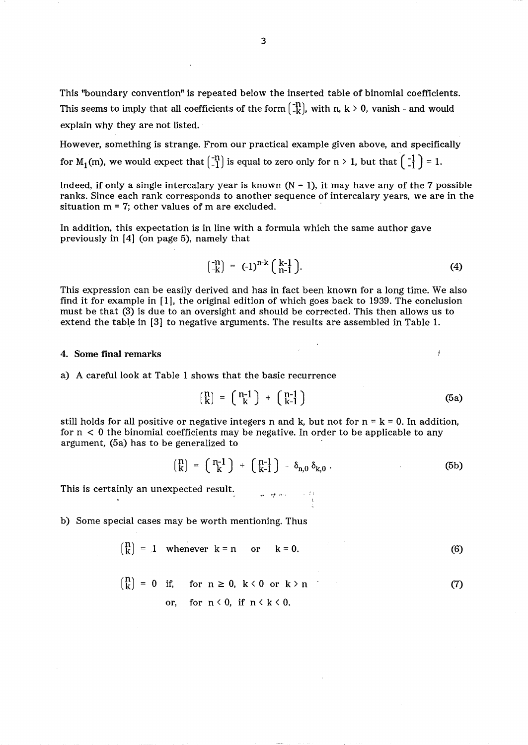This "boundary convention" is repeated below the inserted table of binomial coefficients. This seems to imply that all coefficients of the form $\binom{-n}{-k}$, with n, k > 0, vanish - and would explain why they are not listed.

However, something is strange. From our practical example given above, and specifically for $M_1(m)$, we would expect that $\binom{-n}{-1}$ is equal to zero only for n > 1, but that $\binom{-1}{-1} = 1$.

Indeed, if only a single intercalary year is known (N = 1), it may have any of the 7 possible ranks. Since each rank corresponds to another sequence of intercalary years, we are in the situation m = 7; other values of m are excluded.

In addition, this expectation is in line with a formula which the same author gave previously in [4] (on page 5), namely that

$$\binom{-n}{-k} = (-1)^{n-k} \binom{k-1}{n-1}. \tag{4}$$

This expression can be easily derived and has in fact been known for a long time. We also find it for example in [1], the original edition of which goes back to 1939. The conclusion must be that (3) is due to an oversight and should be corrected. This then allows us to extend the table in [3] to negative arguments. The results are assembled in Table 1.

#### 4. Some final remarks

a) A careful look at Table 1 shows that the basic recurrence

$$\binom{n}{k} = \binom{n-1}{k} + \binom{n-1}{k-1} \tag{5a}$$

still holds for all positive or negative integers n and k, but not for n = k = 0. In addition, for n < 0 the binomial coefficients may be negative. In order to be applicable to any argument, (5a) has to be generalized to

$$\binom{n}{k} = \binom{n-1}{k} + \binom{n-1}{k-1} - \delta_{n,0}\,\delta_{k,0}\,. \tag{5b}$$

This is certainly an unexpected result.

b) Some special cases may be worth mentioning. Thus

$$\binom{n}{k} = 1 \quad \text{whenever } k = n \quad \text{or} \quad k = 0. \tag{6}$$

$$\binom{n}{k} = 0 \quad \text{if,} \quad \text{for } n \geq 0,\ k < 0 \text{ or } k > n \tag{7}$$

$$\text{or,} \quad \text{for } n < 0, \text{ if } n < k < 0.$$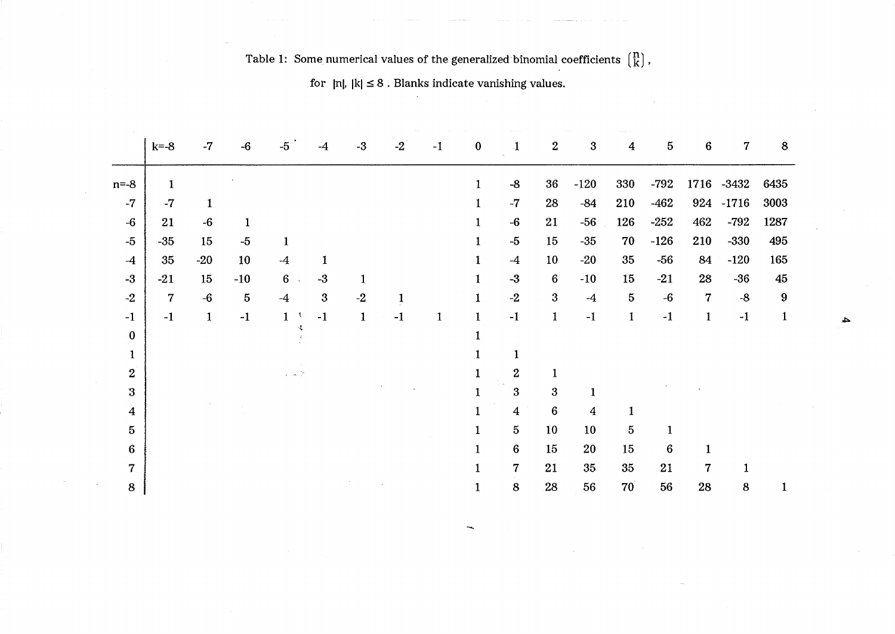Table 1: Some numerical values of the generalized binomial coefficients $\binom{n}{k}$, for $|n|, |k| \leq 8$ . Blanks indicate vanishing values.

| | k=-8 | -7 | -6 | -5 | -4 | -3 | -2 | -1 | 0 | 1 | 2 | 3 | 4 | 5 | 6 | 7 | 8 |
|---|---|---|---|---|---|---|---|---|---|---|---|---|---|---|---|---|---|
| n=-8 | 1 | | | | | | | | 1 | -8 | 36 | -120 | 330 | -792 | 1716 | -3432 | 6435 |
| -7 | -7 | 1 | | | | | | | 1 | -7 | 28 | -84 | 210 | -462 | 924 | -1716 | 3003 |
| -6 | 21 | -6 | 1 | | | | | | 1 | -6 | 21 | -56 | 126 | -252 | 462 | -792 | 1287 |
| -5 | -35 | 15 | -5 | 1 | | | | | 1 | -5 | 15 | -35 | 70 | -126 | 210 | -330 | 495 |
| -4 | 35 | -20 | 10 | -4 | 1 | | | | 1 | -4 | 10 | -20 | 35 | -56 | 84 | -120 | 165 |
| -3 | -21 | 15 | -10 | 6 | -3 | 1 | | | 1 | -3 | 6 | -10 | 15 | -21 | 28 | -36 | 45 |
| -2 | 7 | -6 | 5 | -4 | 3 | -2 | 1 | | 1 | -2 | 3 | -4 | 5 | -6 | 7 | -8 | 9 |
| -1 | -1 | 1 | -1 | 1 | -1 | 1 | -1 | 1 | 1 | -1 | 1 | -1 | 1 | -1 | 1 | -1 | 1 |
| 0 | | | | | | | | | 1 | | | | | | | | |
| 1 | | | | | | | | | 1 | 1 | | | | | | | |
| 2 | | | | | | | | | 1 | 2 | 1 | | | | | | |
| 3 | | | | | | | | | 1 | 3 | 3 | 1 | | | | | |
| 4 | | | | | | | | | 1 | 4 | 6 | 4 | 1 | | | | |
| 5 | | | | | | | | | 1 | 5 | 10 | 10 | 5 | 1 | | | |
| 6 | | | | | | | | | 1 | 6 | 15 | 20 | 15 | 6 | 1 | | |
| 7 | | | | | | | | | 1 | 7 | 21 | 35 | 35 | 21 | 7 | 1 | |
| 8 | | | | | | | | | 1 | 8 | 28 | 56 | 70 | 56 | 28 | 8 | 1 |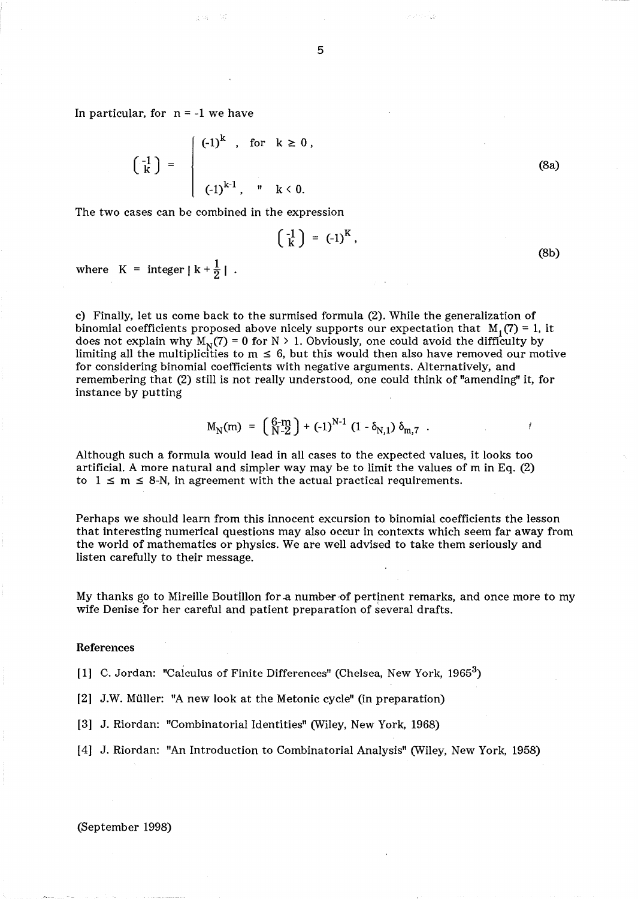In particular, for $n = -1$ we have

$$\binom{-1}{k} = \begin{cases} (-1)^k , & \text{for } k \geq 0 , \\ \\ (-1)^{k-1} , & \text{"} \quad k < 0. \end{cases} \tag{8a}$$

The two cases can be combined in the expression

$$\binom{-1}{k} = (-1)^K , \tag{8b}$$

where $K = \text{integer} \mid k + \frac{1}{2} \mid$ .

c) Finally, let us come back to the surmised formula (2). While the generalization of binomial coefficients proposed above nicely supports our expectation that $M_1(7) = 1$, it does not explain why $M_N(7) = 0$ for $N > 1$. Obviously, one could avoid the difficulty by limiting all the multiplicities to $m \leq 6$, but this would then also have removed our motive for considering binomial coefficients with negative arguments. Alternatively, and remembering that (2) still is not really understood, one could think of "amending" it, for instance by putting

$$M_N(m) = \binom{6-m}{N-2} + (-1)^{N-1} (1 - \delta_{N,1}) \, \delta_{m,7} \; .$$

Although such a formula would lead in all cases to the expected values, it looks too artificial. A more natural and simpler way may be to limit the values of m in Eq. (2) to $1 \leq m \leq 8\text{-}N$, in agreement with the actual practical requirements.

Perhaps we should learn from this innocent excursion to binomial coefficients the lesson that interesting numerical questions may also occur in contexts which seem far away from the world of mathematics or physics. We are well advised to take them seriously and listen carefully to their message.

My thanks go to Mireille Boutillon for a number of pertinent remarks, and once more to my wife Denise for her careful and patient preparation of several drafts.

**References**

[1] C. Jordan: "Calculus of Finite Differences" (Chelsea, New York, 1965[3])

[2] J.W. Müller: "A new look at the Metonic cycle" (in preparation)

[3] J. Riordan: "Combinatorial Identities" (Wiley, New York, 1968)

[4] J. Riordan: "An Introduction to Combinatorial Analysis" (Wiley, New York, 1958)

(September 1998)